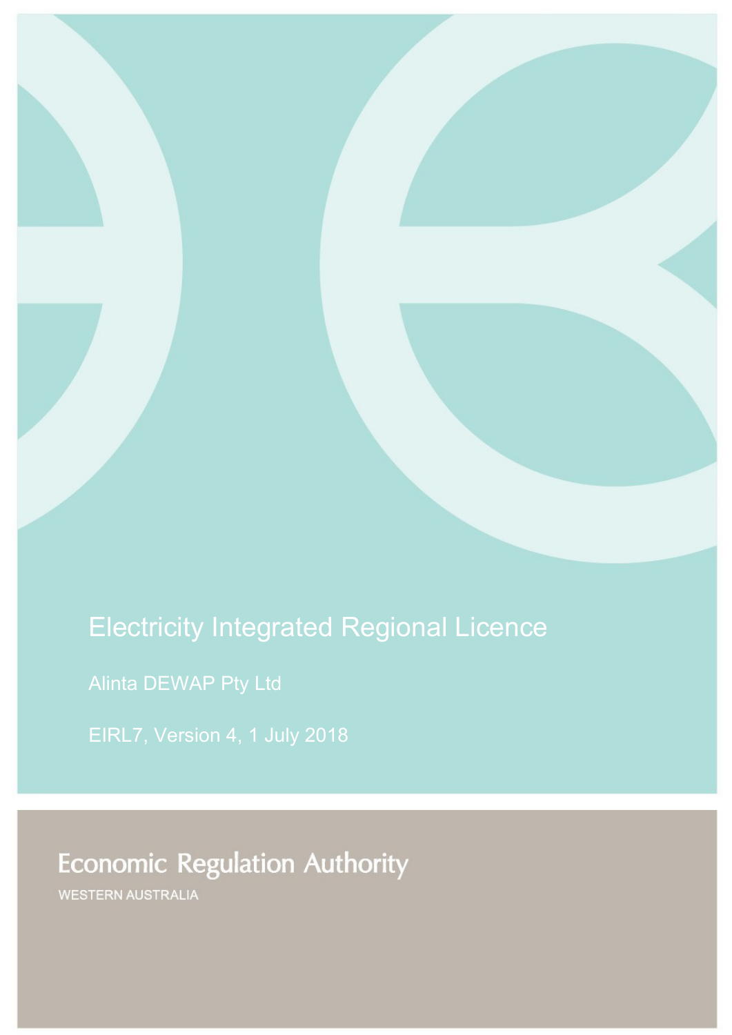# Electricity Integrated Regional Licence

Alinta DEWAP Pty Ltd

EIRL7, Version 4, 1 July 2018

Economic Regulation Authority

WESTERN AUSTRALIA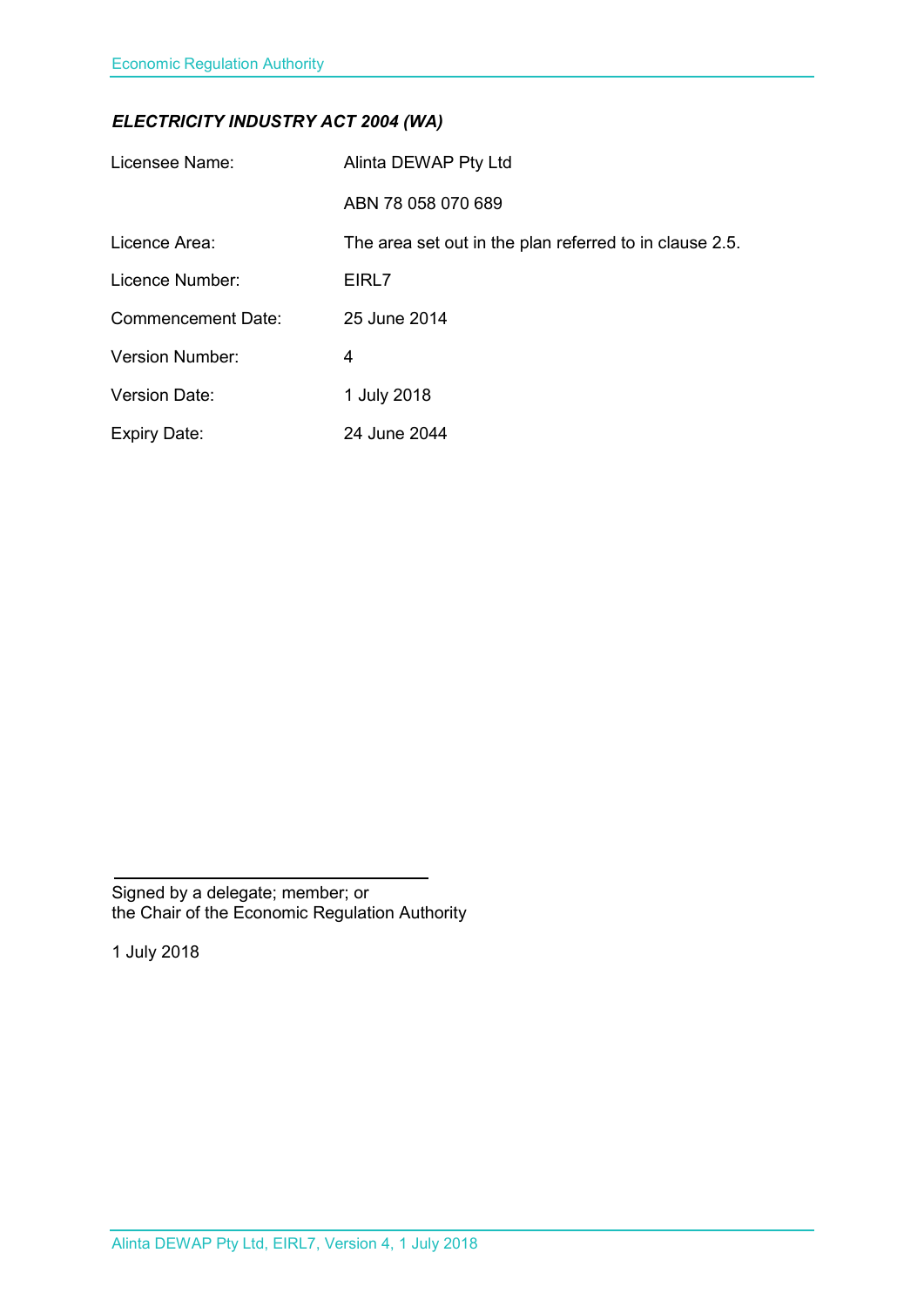***ELECTRICITY INDUSTRY ACT 2004 (WA)***

| | |
|---|---|
| Licensee Name: | Alinta DEWAP Pty Ltd |
| | ABN 78 058 070 689 |
| Licence Area: | The area set out in the plan referred to in clause 2.5. |
| Licence Number: | EIRL7 |
| Commencement Date: | 25 June 2014 |
| Version Number: | 4 |
| Version Date: | 1 July 2018 |
| Expiry Date: | 24 June 2044 |

Signed by a delegate; member; or
the Chair of the Economic Regulation Authority

1 July 2018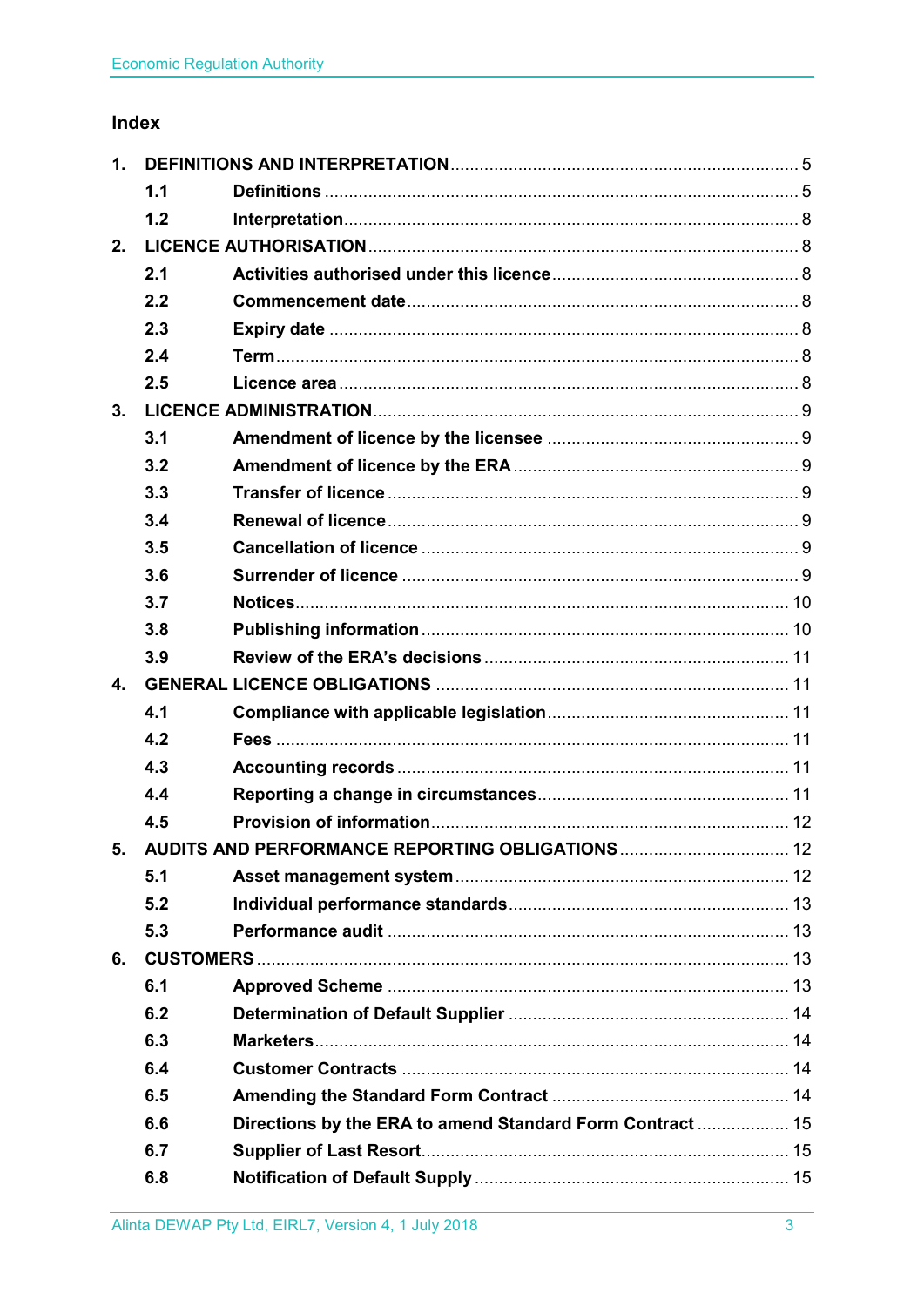## Index

| | | | |
|---|---|---|---|
| **1.** | **DEFINITIONS AND INTERPRETATION** | | **5** |
| | **1.1** | **Definitions** | **5** |
| | **1.2** | **Interpretation** | **8** |
| **2.** | **LICENCE AUTHORISATION** | | **8** |
| | **2.1** | **Activities authorised under this licence** | **8** |
| | **2.2** | **Commencement date** | **8** |
| | **2.3** | **Expiry date** | **8** |
| | **2.4** | **Term** | **8** |
| | **2.5** | **Licence area** | **8** |
| **3.** | **LICENCE ADMINISTRATION** | | **9** |
| | **3.1** | **Amendment of licence by the licensee** | **9** |
| | **3.2** | **Amendment of licence by the ERA** | **9** |
| | **3.3** | **Transfer of licence** | **9** |
| | **3.4** | **Renewal of licence** | **9** |
| | **3.5** | **Cancellation of licence** | **9** |
| | **3.6** | **Surrender of licence** | **9** |
| | **3.7** | **Notices** | **10** |
| | **3.8** | **Publishing information** | **10** |
| | **3.9** | **Review of the ERA's decisions** | **11** |
| **4.** | **GENERAL LICENCE OBLIGATIONS** | | **11** |
| | **4.1** | **Compliance with applicable legislation** | **11** |
| | **4.2** | **Fees** | **11** |
| | **4.3** | **Accounting records** | **11** |
| | **4.4** | **Reporting a change in circumstances** | **11** |
| | **4.5** | **Provision of information** | **12** |
| **5.** | **AUDITS AND PERFORMANCE REPORTING OBLIGATIONS** | | **12** |
| | **5.1** | **Asset management system** | **12** |
| | **5.2** | **Individual performance standards** | **13** |
| | **5.3** | **Performance audit** | **13** |
| **6.** | **CUSTOMERS** | | **13** |
| | **6.1** | **Approved Scheme** | **13** |
| | **6.2** | **Determination of Default Supplier** | **14** |
| | **6.3** | **Marketers** | **14** |
| | **6.4** | **Customer Contracts** | **14** |
| | **6.5** | **Amending the Standard Form Contract** | **14** |
| | **6.6** | **Directions by the ERA to amend Standard Form Contract** | **15** |
| | **6.7** | **Supplier of Last Resort** | **15** |
| | **6.8** | **Notification of Default Supply** | **15** |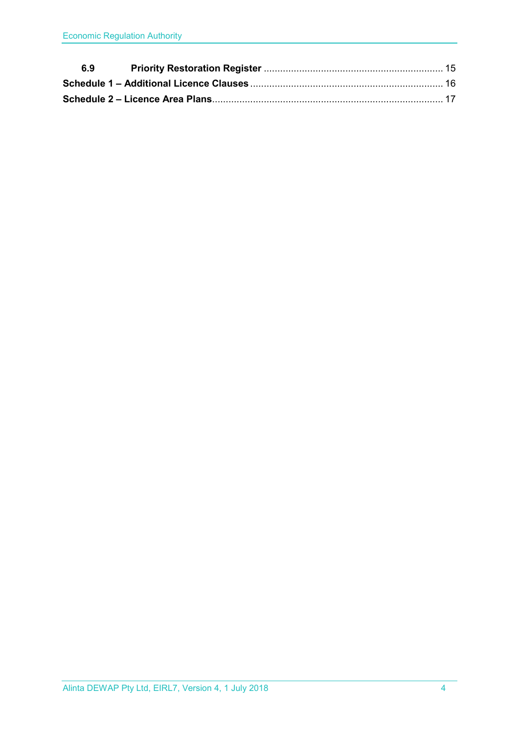| | | |
|---|---|---|
| **6.9** | **Priority Restoration Register** | 15 |
| **Schedule 1 – Additional Licence Clauses** | | 16 |
| **Schedule 2 – Licence Area Plans** | | 17 |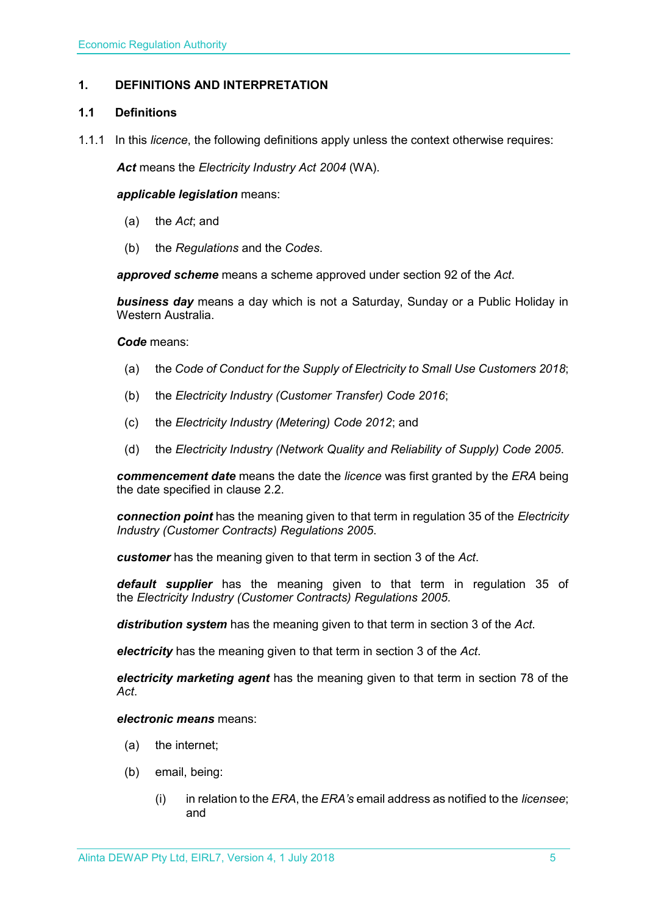## 1. DEFINITIONS AND INTERPRETATION

### 1.1 Definitions

1.1.1 In this *licence*, the following definitions apply unless the context otherwise requires:

***Act*** means the *Electricity Industry Act 2004* (WA).

***applicable legislation*** means:

(a) the *Act*; and

(b) the *Regulations* and the *Codes*.

***approved scheme*** means a scheme approved under section 92 of the *Act*.

***business day*** means a day which is not a Saturday, Sunday or a Public Holiday in Western Australia.

***Code*** means:

(a) the *Code of Conduct for the Supply of Electricity to Small Use Customers 2018*;

(b) the *Electricity Industry (Customer Transfer) Code 2016*;

(c) the *Electricity Industry (Metering) Code 2012*; and

(d) the *Electricity Industry (Network Quality and Reliability of Supply) Code 2005*.

***commencement date*** means the date the *licence* was first granted by the *ERA* being the date specified in clause 2.2.

***connection point*** has the meaning given to that term in regulation 35 of the *Electricity Industry (Customer Contracts) Regulations 2005*.

***customer*** has the meaning given to that term in section 3 of the *Act*.

***default supplier*** has the meaning given to that term in regulation 35 of the *Electricity Industry (Customer Contracts) Regulations 2005.*

***distribution system*** has the meaning given to that term in section 3 of the *Act*.

***electricity*** has the meaning given to that term in section 3 of the *Act*.

***electricity marketing agent*** has the meaning given to that term in section 78 of the *Act*.

***electronic means*** means:

(a) the internet;

(b) email, being:

(i) in relation to the *ERA*, the *ERA's* email address as notified to the *licensee*; and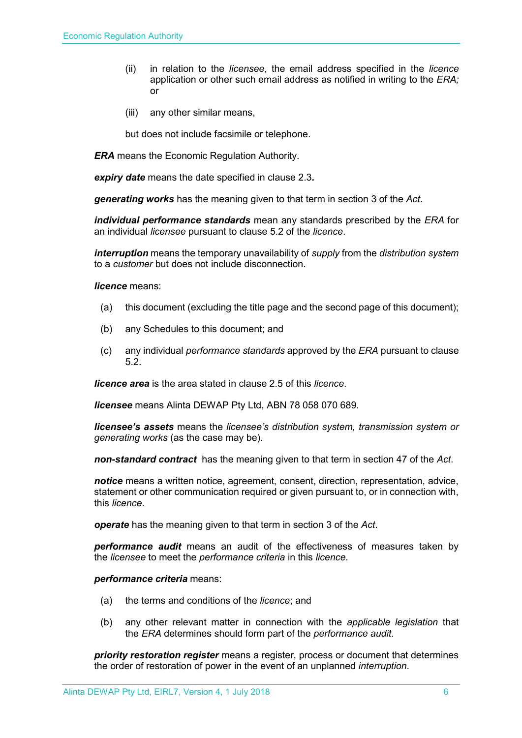(ii) in relation to the *licensee*, the email address specified in the *licence* application or other such email address as notified in writing to the *ERA;* or

(iii) any other similar means,

but does not include facsimile or telephone.

***ERA*** means the Economic Regulation Authority.

***expiry date*** means the date specified in clause 2.3**.**

***generating works*** has the meaning given to that term in section 3 of the *Act*.

***individual performance standards*** mean any standards prescribed by the *ERA* for an individual *licensee* pursuant to clause 5.2 of the *licence*.

***interruption*** means the temporary unavailability of *supply* from the *distribution system* to a *customer* but does not include disconnection.

***licence*** means:

(a) this document (excluding the title page and the second page of this document);

(b) any Schedules to this document; and

(c) any individual *performance standards* approved by the *ERA* pursuant to clause 5.2.

***licence area*** is the area stated in clause 2.5 of this *licence*.

***licensee*** means Alinta DEWAP Pty Ltd, ABN 78 058 070 689.

***licensee's assets*** means the *licensee's distribution system, transmission system or generating works* (as the case may be).

***non-standard contract*** has the meaning given to that term in section 47 of the *Act*.

***notice*** means a written notice, agreement, consent, direction, representation, advice, statement or other communication required or given pursuant to, or in connection with, this *licence*.

***operate*** has the meaning given to that term in section 3 of the *Act*.

***performance audit*** means an audit of the effectiveness of measures taken by the *licensee* to meet the *performance criteria* in this *licence*.

***performance criteria*** means:

(a) the terms and conditions of the *licence*; and

(b) any other relevant matter in connection with the *applicable legislation* that the *ERA* determines should form part of the *performance audit*.

***priority restoration register*** means a register, process or document that determines the order of restoration of power in the event of an unplanned *interruption*.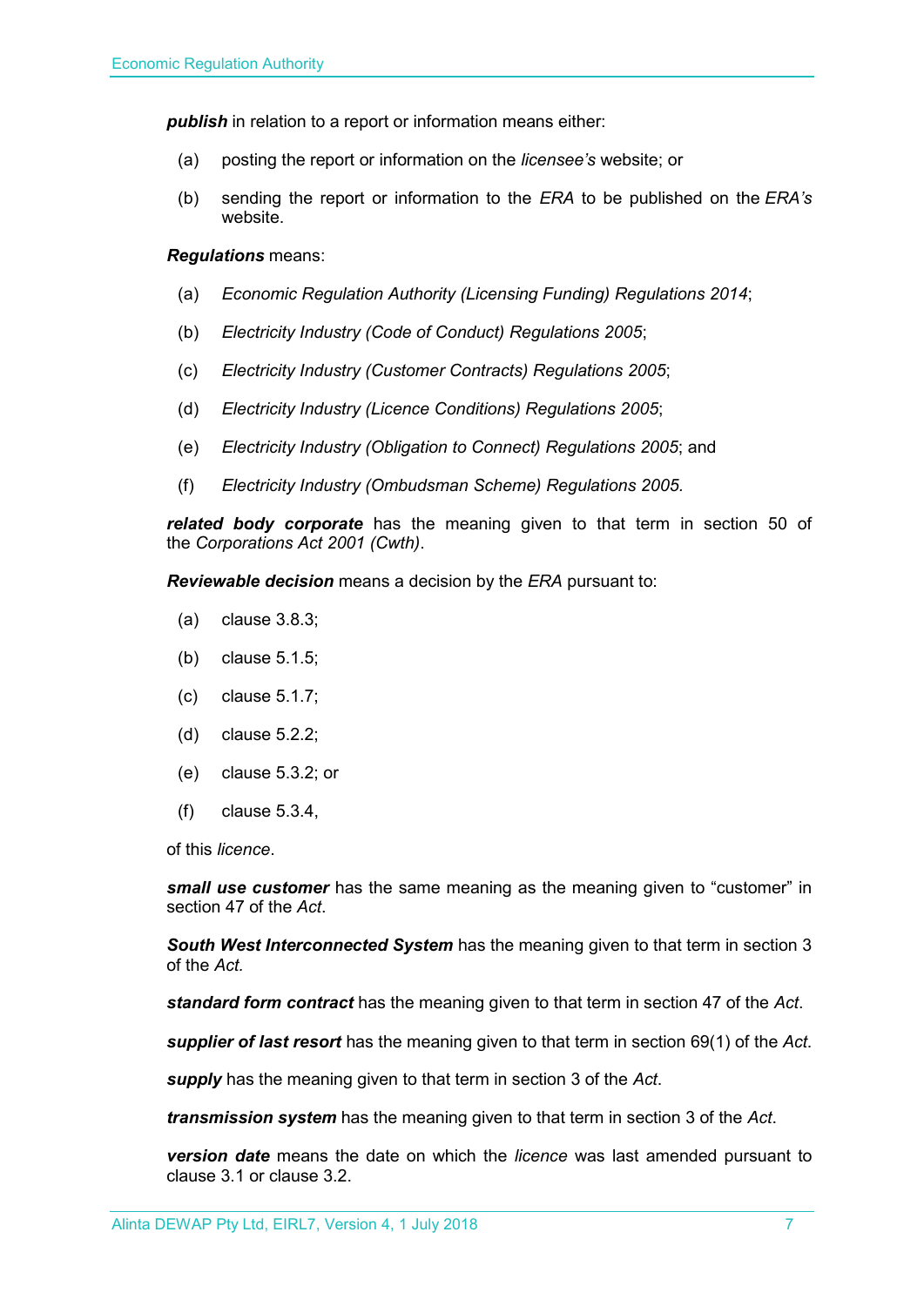***publish*** in relation to a report or information means either:

(a) posting the report or information on the *licensee's* website; or

(b) sending the report or information to the *ERA* to be published on the *ERA's* website.

***Regulations*** means:

(a) *Economic Regulation Authority (Licensing Funding) Regulations 2014*;

(b) *Electricity Industry (Code of Conduct) Regulations 2005*;

(c) *Electricity Industry (Customer Contracts) Regulations 2005*;

(d) *Electricity Industry (Licence Conditions) Regulations 2005*;

(e) *Electricity Industry (Obligation to Connect) Regulations 2005*; and

(f) *Electricity Industry (Ombudsman Scheme) Regulations 2005.*

***related body corporate*** has the meaning given to that term in section 50 of the *Corporations Act 2001 (Cwth)*.

***Reviewable decision*** means a decision by the *ERA* pursuant to:

(a) clause 3.8.3;

(b) clause 5.1.5;

(c) clause 5.1.7;

(d) clause 5.2.2;

(e) clause 5.3.2; or

(f) clause 5.3.4,

of this *licence*.

***small use customer*** has the same meaning as the meaning given to "customer" in section 47 of the *Act*.

***South West Interconnected System*** has the meaning given to that term in section 3 of the *Act.*

***standard form contract*** has the meaning given to that term in section 47 of the *Act*.

***supplier of last resort*** has the meaning given to that term in section 69(1) of the *Act*.

***supply*** has the meaning given to that term in section 3 of the *Act*.

***transmission system*** has the meaning given to that term in section 3 of the *Act*.

***version date*** means the date on which the *licence* was last amended pursuant to clause 3.1 or clause 3.2.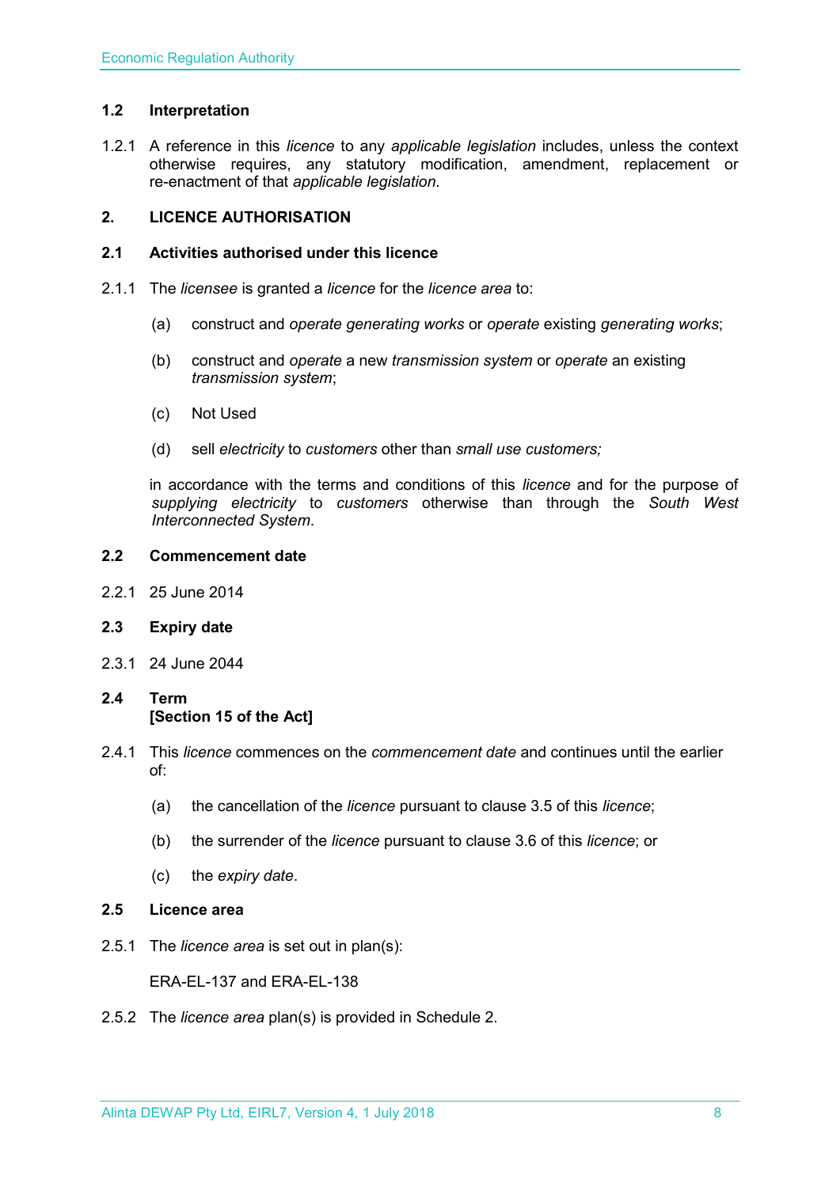### 1.2 Interpretation

1.2.1 A reference in this *licence* to any *applicable legislation* includes, unless the context otherwise requires, any statutory modification, amendment, replacement or re-enactment of that *applicable legislation*.

## 2. LICENCE AUTHORISATION

### 2.1 Activities authorised under this licence

2.1.1 The *licensee* is granted a *licence* for the *licence area* to:

(a) construct and *operate generating works* or *operate* existing *generating works*;

(b) construct and *operate* a new *transmission system* or *operate* an existing *transmission system*;

(c) Not Used

(d) sell *electricity* to *customers* other than *small use customers;*

in accordance with the terms and conditions of this *licence* and for the purpose of *supplying electricity* to *customers* otherwise than through the *South West Interconnected System*.

### 2.2 Commencement date

2.2.1 25 June 2014

### 2.3 Expiry date

2.3.1 24 June 2044

### 2.4 Term
**[Section 15 of the Act]**

2.4.1 This *licence* commences on the *commencement date* and continues until the earlier of:

(a) the cancellation of the *licence* pursuant to clause 3.5 of this *licence*;

(b) the surrender of the *licence* pursuant to clause 3.6 of this *licence*; or

(c) the *expiry date*.

### 2.5 Licence area

2.5.1 The *licence area* is set out in plan(s):

ERA-EL-137 and ERA-EL-138

2.5.2 The *licence area* plan(s) is provided in Schedule 2.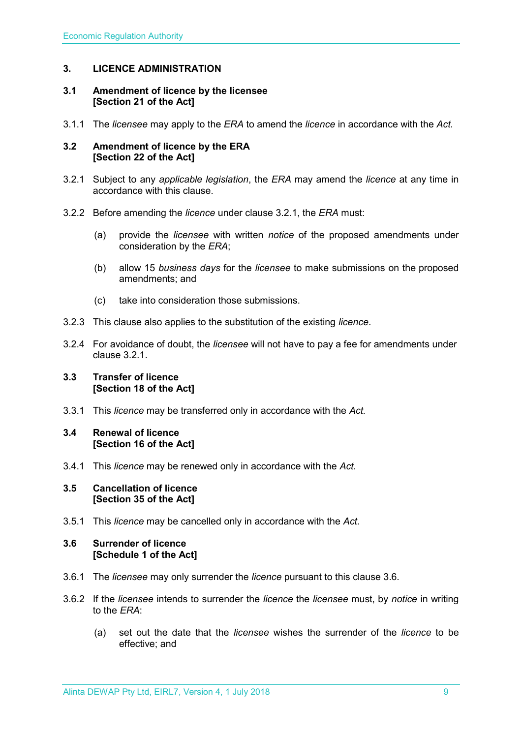## 3. LICENCE ADMINISTRATION

### 3.1 Amendment of licence by the licensee [Section 21 of the Act]

3.1.1 The *licensee* may apply to the *ERA* to amend the *licence* in accordance with the *Act.*

### 3.2 Amendment of licence by the ERA [Section 22 of the Act]

3.2.1 Subject to any *applicable legislation*, the *ERA* may amend the *licence* at any time in accordance with this clause.

3.2.2 Before amending the *licence* under clause 3.2.1, the *ERA* must:

(a) provide the *licensee* with written *notice* of the proposed amendments under consideration by the *ERA*;

(b) allow 15 *business days* for the *licensee* to make submissions on the proposed amendments; and

(c) take into consideration those submissions.

3.2.3 This clause also applies to the substitution of the existing *licence*.

3.2.4 For avoidance of doubt, the *licensee* will not have to pay a fee for amendments under clause 3.2.1.

### 3.3 Transfer of licence [Section 18 of the Act]

3.3.1 This *licence* may be transferred only in accordance with the *Act.*

### 3.4 Renewal of licence [Section 16 of the Act]

3.4.1 This *licence* may be renewed only in accordance with the *Act*.

### 3.5 Cancellation of licence [Section 35 of the Act]

3.5.1 This *licence* may be cancelled only in accordance with the *Act*.

### 3.6 Surrender of licence [Schedule 1 of the Act]

3.6.1 The *licensee* may only surrender the *licence* pursuant to this clause 3.6.

3.6.2 If the *licensee* intends to surrender the *licence* the *licensee* must, by *notice* in writing to the *ERA*:

(a) set out the date that the *licensee* wishes the surrender of the *licence* to be effective; and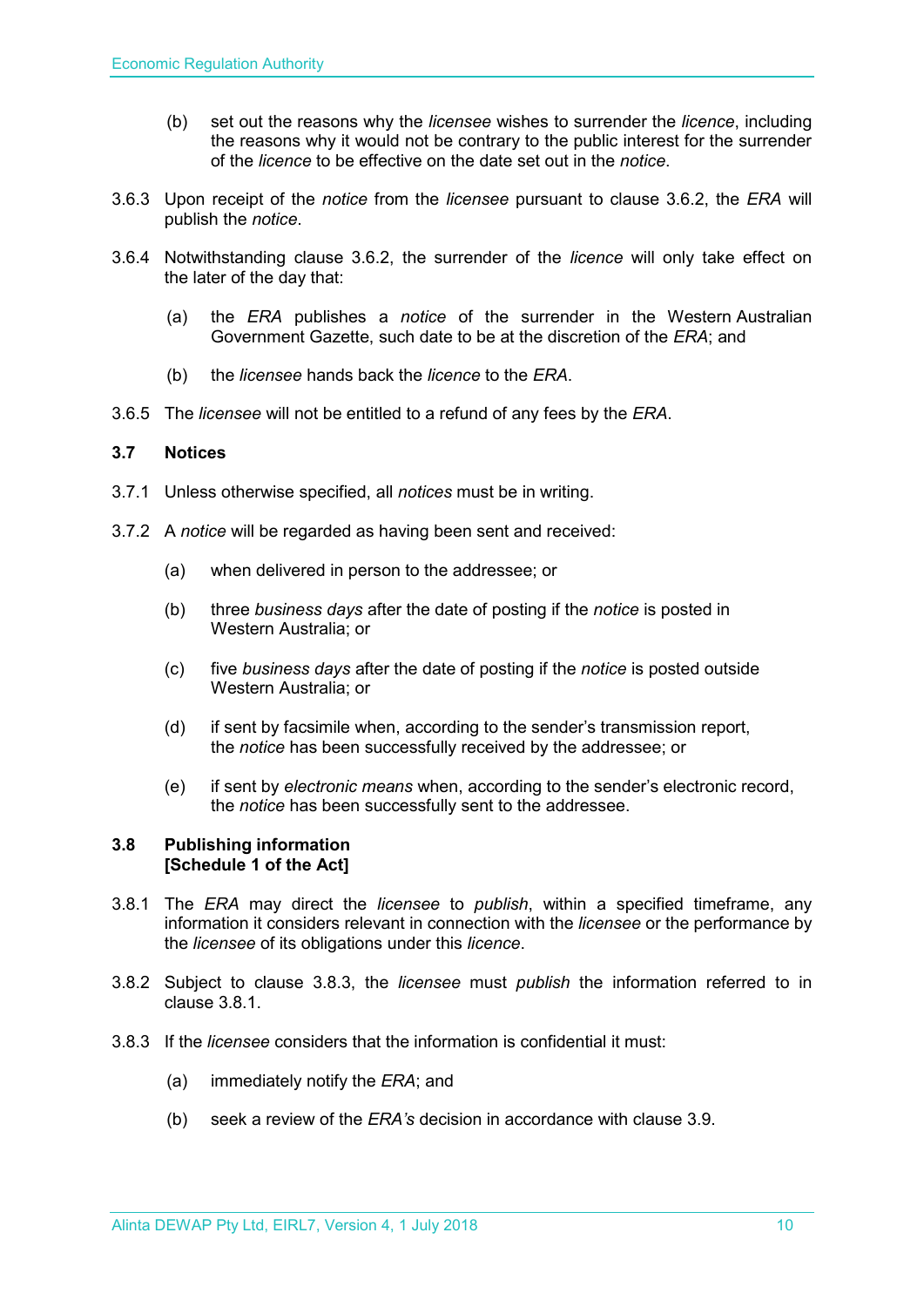(b) set out the reasons why the *licensee* wishes to surrender the *licence*, including the reasons why it would not be contrary to the public interest for the surrender of the *licence* to be effective on the date set out in the *notice*.

3.6.3 Upon receipt of the *notice* from the *licensee* pursuant to clause 3.6.2, the *ERA* will publish the *notice*.

3.6.4 Notwithstanding clause 3.6.2, the surrender of the *licence* will only take effect on the later of the day that:

(a) the *ERA* publishes a *notice* of the surrender in the Western Australian Government Gazette, such date to be at the discretion of the *ERA*; and

(b) the *licensee* hands back the *licence* to the *ERA*.

3.6.5 The *licensee* will not be entitled to a refund of any fees by the *ERA*.

### 3.7 Notices

3.7.1 Unless otherwise specified, all *notices* must be in writing.

3.7.2 A *notice* will be regarded as having been sent and received:

(a) when delivered in person to the addressee; or

(b) three *business days* after the date of posting if the *notice* is posted in Western Australia; or

(c) five *business days* after the date of posting if the *notice* is posted outside Western Australia; or

(d) if sent by facsimile when, according to the sender's transmission report, the *notice* has been successfully received by the addressee; or

(e) if sent by *electronic means* when, according to the sender's electronic record, the *notice* has been successfully sent to the addressee.

### 3.8 Publishing information [Schedule 1 of the Act]

3.8.1 The *ERA* may direct the *licensee* to *publish*, within a specified timeframe, any information it considers relevant in connection with the *licensee* or the performance by the *licensee* of its obligations under this *licence*.

3.8.2 Subject to clause 3.8.3, the *licensee* must *publish* the information referred to in clause 3.8.1.

3.8.3 If the *licensee* considers that the information is confidential it must:

(a) immediately notify the *ERA*; and

(b) seek a review of the *ERA's* decision in accordance with clause 3.9.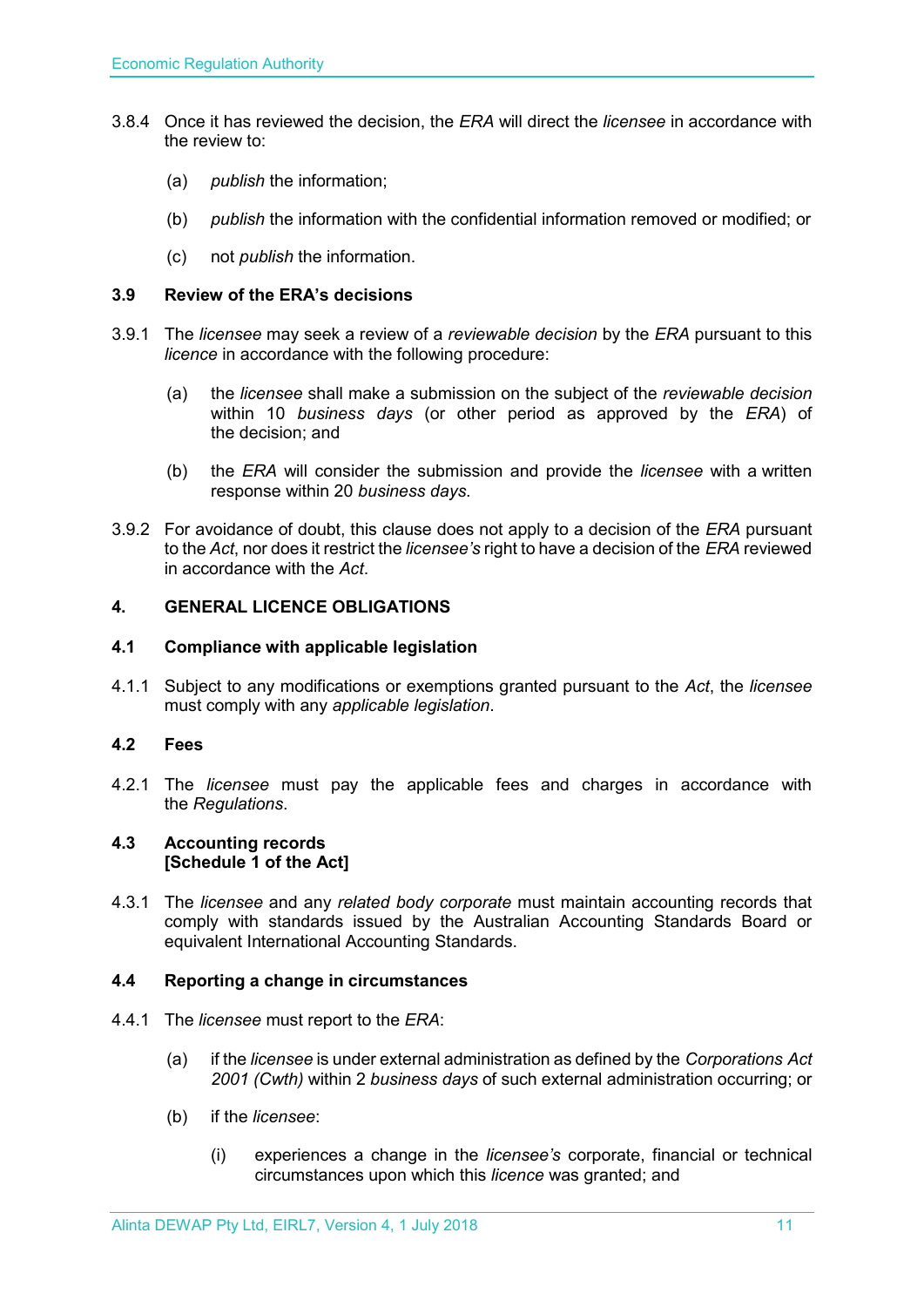3.8.4 Once it has reviewed the decision, the *ERA* will direct the *licensee* in accordance with the review to:

(a) *publish* the information;

(b) *publish* the information with the confidential information removed or modified; or

(c) not *publish* the information.

### 3.9 Review of the ERA's decisions

3.9.1 The *licensee* may seek a review of a *reviewable decision* by the *ERA* pursuant to this *licence* in accordance with the following procedure:

(a) the *licensee* shall make a submission on the subject of the *reviewable decision* within 10 *business days* (or other period as approved by the *ERA*) of the decision; and

(b) the *ERA* will consider the submission and provide the *licensee* with a written response within 20 *business days*.

3.9.2 For avoidance of doubt, this clause does not apply to a decision of the *ERA* pursuant to the *Act*, nor does it restrict the *licensee's* right to have a decision of the *ERA* reviewed in accordance with the *Act*.

## 4. GENERAL LICENCE OBLIGATIONS

### 4.1 Compliance with applicable legislation

4.1.1 Subject to any modifications or exemptions granted pursuant to the *Act*, the *licensee* must comply with any *applicable legislation*.

### 4.2 Fees

4.2.1 The *licensee* must pay the applicable fees and charges in accordance with the *Regulations*.

### 4.3 Accounting records [Schedule 1 of the Act]

4.3.1 The *licensee* and any *related body corporate* must maintain accounting records that comply with standards issued by the Australian Accounting Standards Board or equivalent International Accounting Standards.

### 4.4 Reporting a change in circumstances

4.4.1 The *licensee* must report to the *ERA*:

(a) if the *licensee* is under external administration as defined by the *Corporations Act 2001 (Cwth)* within 2 *business days* of such external administration occurring; or

(b) if the *licensee*:

(i) experiences a change in the *licensee's* corporate, financial or technical circumstances upon which this *licence* was granted; and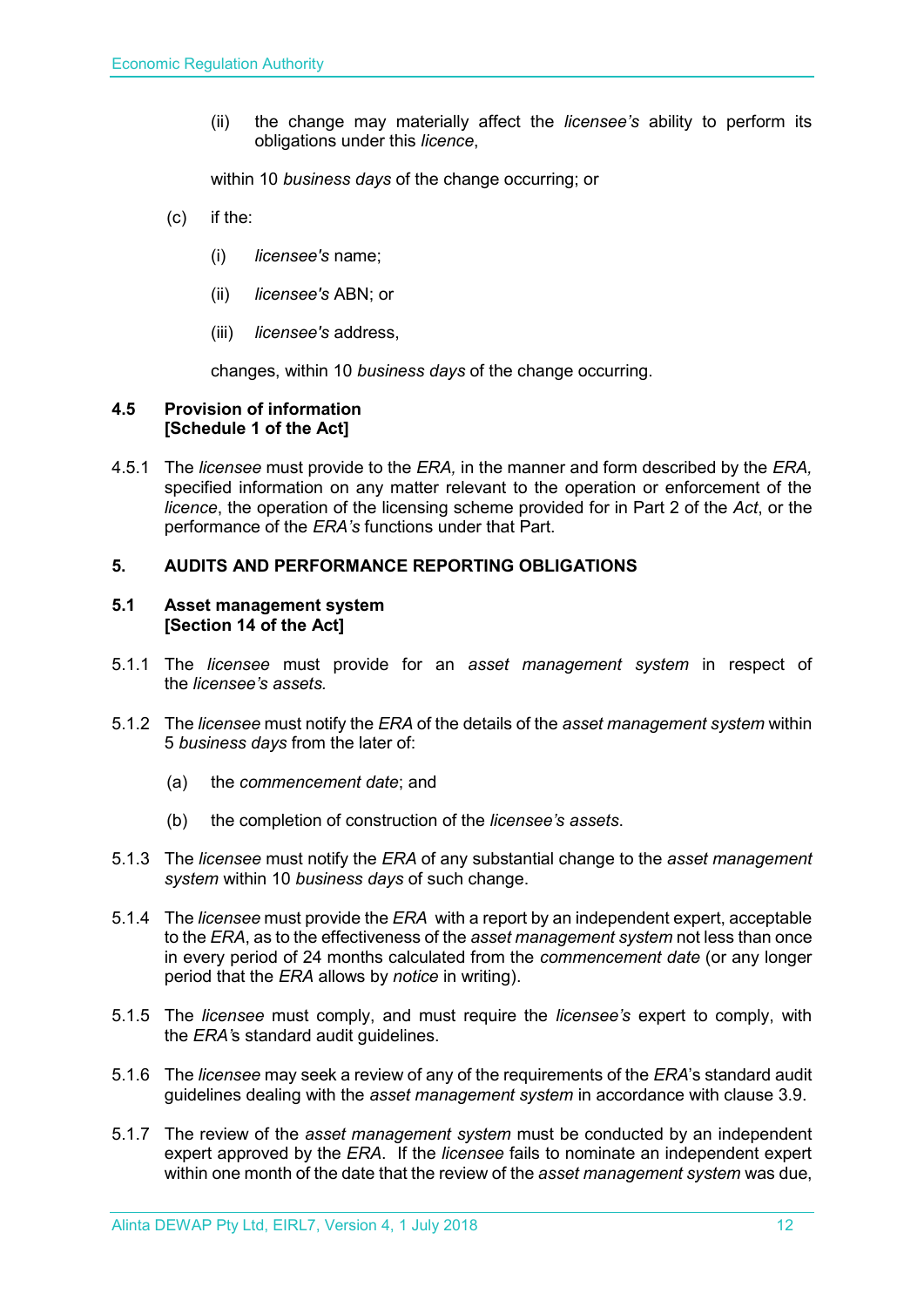(ii) the change may materially affect the *licensee's* ability to perform its obligations under this *licence*,

within 10 *business days* of the change occurring; or

(c) if the:

(i) *licensee's* name;

(ii) *licensee's* ABN; or

(iii) *licensee's* address,

changes, within 10 *business days* of the change occurring.

### 4.5 Provision of information [Schedule 1 of the Act]

4.5.1 The *licensee* must provide to the *ERA,* in the manner and form described by the *ERA,* specified information on any matter relevant to the operation or enforcement of the *licence*, the operation of the licensing scheme provided for in Part 2 of the *Act*, or the performance of the *ERA's* functions under that Part.

## 5. AUDITS AND PERFORMANCE REPORTING OBLIGATIONS

### 5.1 Asset management system [Section 14 of the Act]

5.1.1 The *licensee* must provide for an *asset management system* in respect of the *licensee's assets.*

5.1.2 The *licensee* must notify the *ERA* of the details of the *asset management system* within 5 *business days* from the later of:

(a) the *commencement date*; and

(b) the completion of construction of the *licensee's assets*.

5.1.3 The *licensee* must notify the *ERA* of any substantial change to the *asset management system* within 10 *business days* of such change.

5.1.4 The *licensee* must provide the *ERA* with a report by an independent expert, acceptable to the *ERA*, as to the effectiveness of the *asset management system* not less than once in every period of 24 months calculated from the *commencement date* (or any longer period that the *ERA* allows by *notice* in writing).

5.1.5 The *licensee* must comply, and must require the *licensee's* expert to comply, with the *ERA's* standard audit guidelines.

5.1.6 The *licensee* may seek a review of any of the requirements of the *ERA*'s standard audit guidelines dealing with the *asset management system* in accordance with clause 3.9.

5.1.7 The review of the *asset management system* must be conducted by an independent expert approved by the *ERA*. If the *licensee* fails to nominate an independent expert within one month of the date that the review of the *asset management system* was due,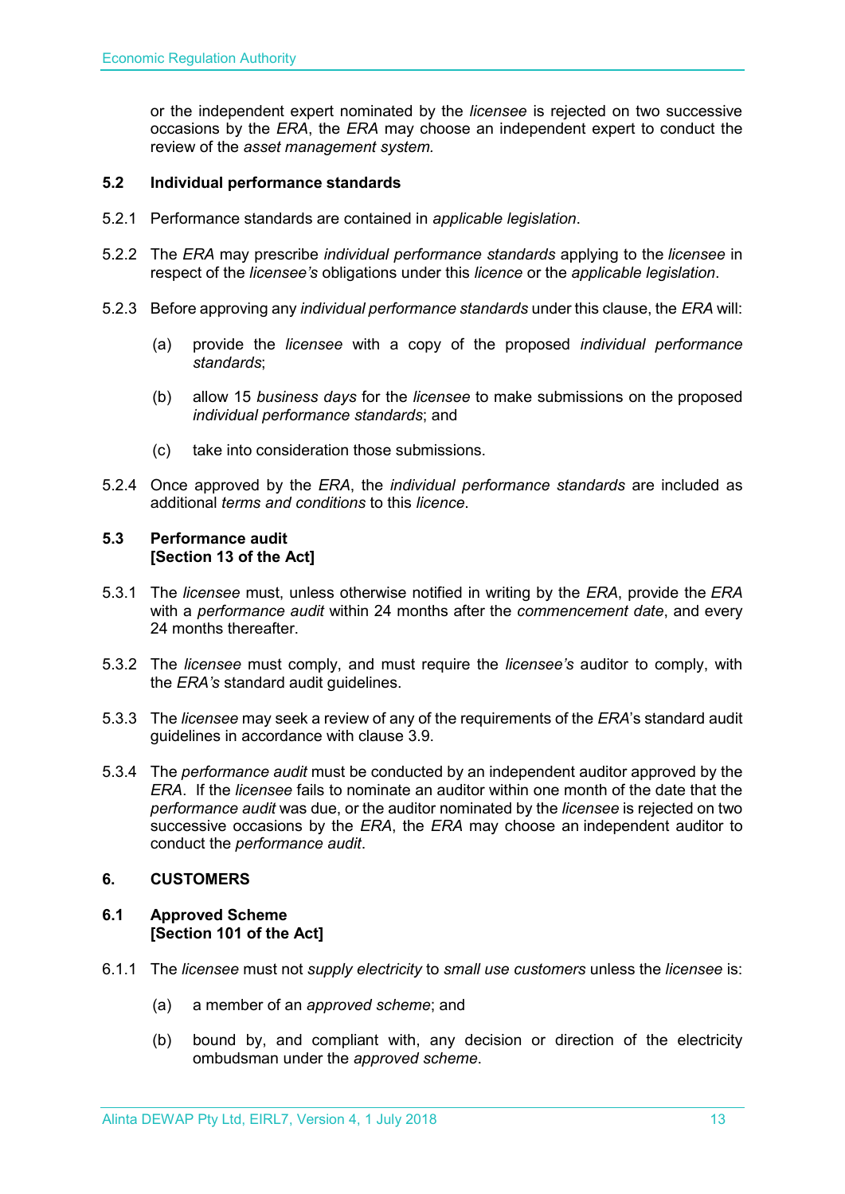or the independent expert nominated by the *licensee* is rejected on two successive occasions by the *ERA*, the *ERA* may choose an independent expert to conduct the review of the *asset management system.*

### 5.2 Individual performance standards

5.2.1 Performance standards are contained in *applicable legislation*.

5.2.2 The *ERA* may prescribe *individual performance standards* applying to the *licensee* in respect of the *licensee's* obligations under this *licence* or the *applicable legislation*.

5.2.3 Before approving any *individual performance standards* under this clause, the *ERA* will:

(a) provide the *licensee* with a copy of the proposed *individual performance standards*;

(b) allow 15 *business days* for the *licensee* to make submissions on the proposed *individual performance standards*; and

(c) take into consideration those submissions.

5.2.4 Once approved by the *ERA*, the *individual performance standards* are included as additional *terms and conditions* to this *licence*.

### 5.3 Performance audit [Section 13 of the Act]

5.3.1 The *licensee* must, unless otherwise notified in writing by the *ERA*, provide the *ERA* with a *performance audit* within 24 months after the *commencement date*, and every 24 months thereafter.

5.3.2 The *licensee* must comply, and must require the *licensee's* auditor to comply, with the *ERA's* standard audit guidelines.

5.3.3 The *licensee* may seek a review of any of the requirements of the *ERA*'s standard audit guidelines in accordance with clause 3.9.

5.3.4 The *performance audit* must be conducted by an independent auditor approved by the *ERA*. If the *licensee* fails to nominate an auditor within one month of the date that the *performance audit* was due, or the auditor nominated by the *licensee* is rejected on two successive occasions by the *ERA*, the *ERA* may choose an independent auditor to conduct the *performance audit*.

## 6. CUSTOMERS

### 6.1 Approved Scheme [Section 101 of the Act]

6.1.1 The *licensee* must not *supply electricity* to *small use customers* unless the *licensee* is:

(a) a member of an *approved scheme*; and

(b) bound by, and compliant with, any decision or direction of the electricity ombudsman under the *approved scheme*.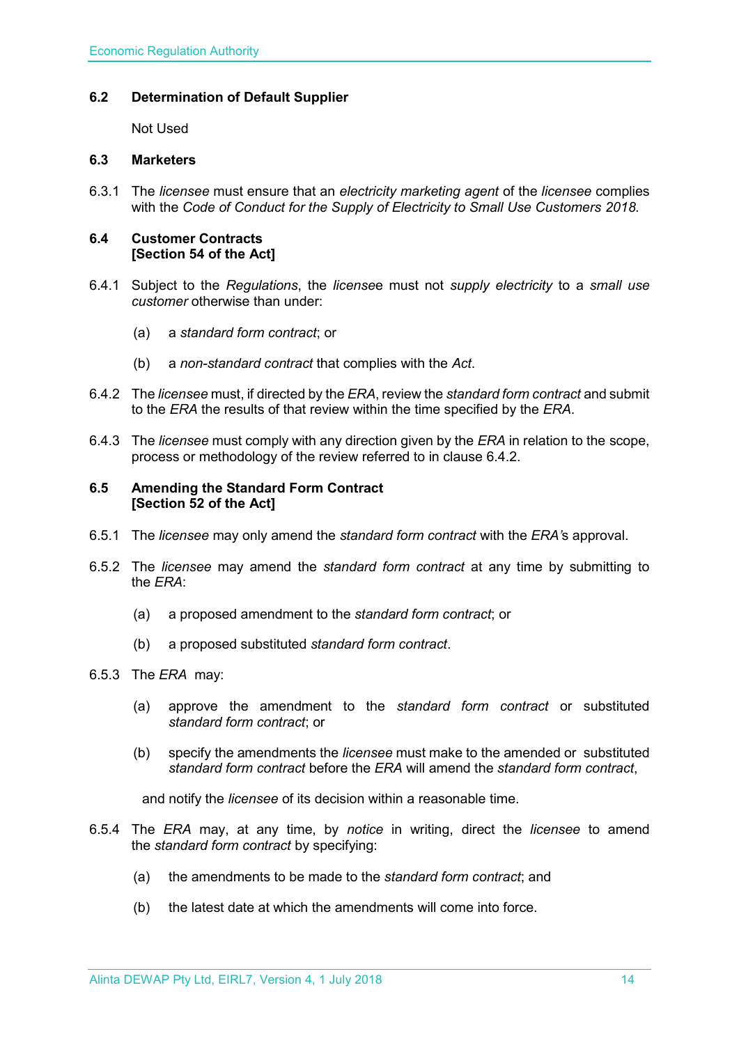### 6.2 Determination of Default Supplier

Not Used

### 6.3 Marketers

6.3.1 The *licensee* must ensure that an *electricity marketing agent* of the *licensee* complies with the *Code of Conduct for the Supply of Electricity to Small Use Customers 2018.*

### 6.4 Customer Contracts [Section 54 of the Act]

6.4.1 Subject to the *Regulations*, the *licensee* must not *supply electricity* to a *small use customer* otherwise than under:

(a) a *standard form contract*; or

(b) a *non-standard contract* that complies with the *Act*.

6.4.2 The *licensee* must, if directed by the *ERA*, review the *standard form contract* and submit to the *ERA* the results of that review within the time specified by the *ERA*.

6.4.3 The *licensee* must comply with any direction given by the *ERA* in relation to the scope, process or methodology of the review referred to in clause 6.4.2.

### 6.5 Amending the Standard Form Contract [Section 52 of the Act]

6.5.1 The *licensee* may only amend the *standard form contract* with the *ERA's* approval.

6.5.2 The *licensee* may amend the *standard form contract* at any time by submitting to the *ERA*:

(a) a proposed amendment to the *standard form contract*; or

(b) a proposed substituted *standard form contract*.

6.5.3 The *ERA* may:

(a) approve the amendment to the *standard form contract* or substituted *standard form contract*; or

(b) specify the amendments the *licensee* must make to the amended or substituted *standard form contract* before the *ERA* will amend the *standard form contract*,

and notify the *licensee* of its decision within a reasonable time.

6.5.4 The *ERA* may, at any time, by *notice* in writing, direct the *licensee* to amend the *standard form contract* by specifying:

(a) the amendments to be made to the *standard form contract*; and

(b) the latest date at which the amendments will come into force.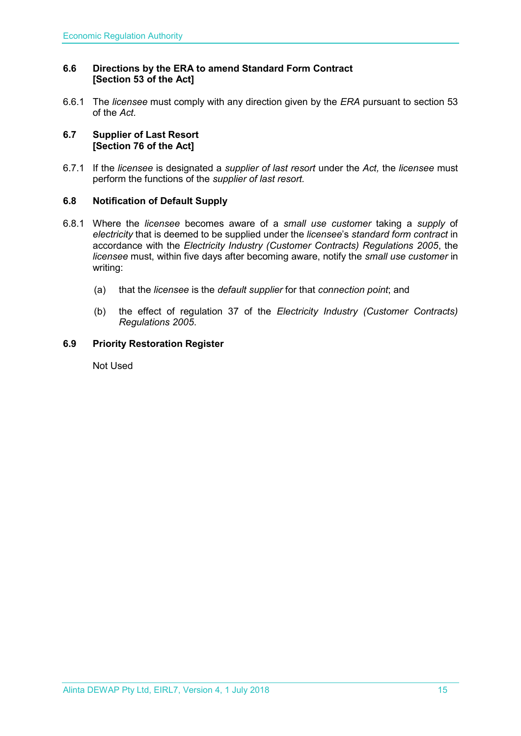### 6.6 Directions by the ERA to amend Standard Form Contract [Section 53 of the Act]

6.6.1 The *licensee* must comply with any direction given by the *ERA* pursuant to section 53 of the *Act*.

### 6.7 Supplier of Last Resort [Section 76 of the Act]

6.7.1 If the *licensee* is designated a *supplier of last resort* under the *Act,* the *licensee* must perform the functions of the *supplier of last resort.*

### 6.8 Notification of Default Supply

6.8.1 Where the *licensee* becomes aware of a *small use customer* taking a *supply* of *electricity* that is deemed to be supplied under the *licensee*'s *standard form contract* in accordance with the *Electricity Industry (Customer Contracts) Regulations 2005*, the *licensee* must, within five days after becoming aware, notify the *small use customer* in writing:

(a) that the *licensee* is the *default supplier* for that *connection point*; and

(b) the effect of regulation 37 of the *Electricity Industry (Customer Contracts) Regulations 2005*.

### 6.9 Priority Restoration Register

Not Used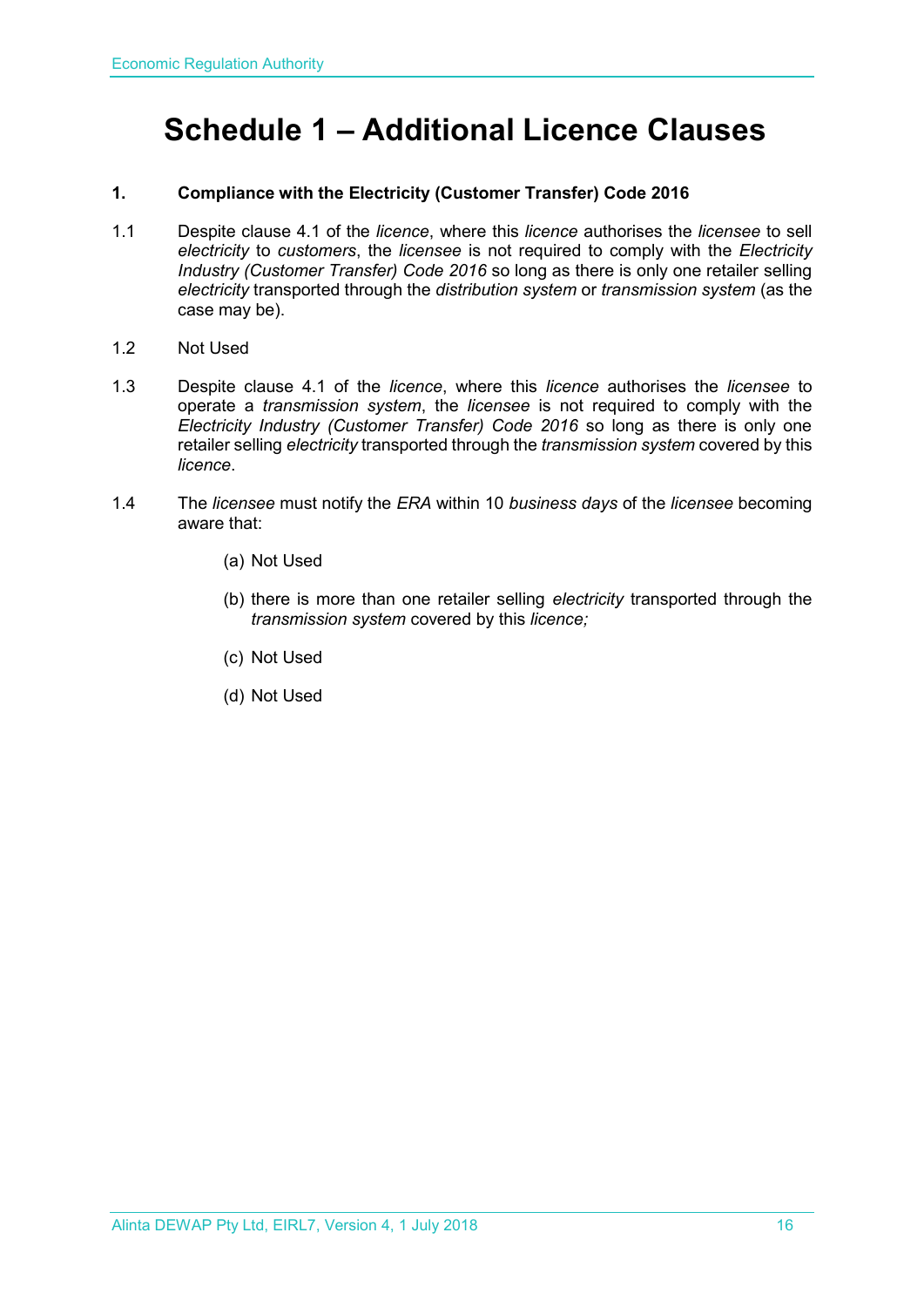# Schedule 1 – Additional Licence Clauses

**1. Compliance with the Electricity (Customer Transfer) Code 2016**

1.1 Despite clause 4.1 of the *licence*, where this *licence* authorises the *licensee* to sell *electricity* to *customers*, the *licensee* is not required to comply with the *Electricity Industry (Customer Transfer) Code 2016* so long as there is only one retailer selling *electricity* transported through the *distribution system* or *transmission system* (as the case may be).

1.2 Not Used

1.3 Despite clause 4.1 of the *licence*, where this *licence* authorises the *licensee* to operate a *transmission system*, the *licensee* is not required to comply with the *Electricity Industry (Customer Transfer) Code 2016* so long as there is only one retailer selling *electricity* transported through the *transmission system* covered by this *licence*.

1.4 The *licensee* must notify the *ERA* within 10 *business days* of the *licensee* becoming aware that:

(a) Not Used

(b) there is more than one retailer selling *electricity* transported through the *transmission system* covered by this *licence;*

(c) Not Used

(d) Not Used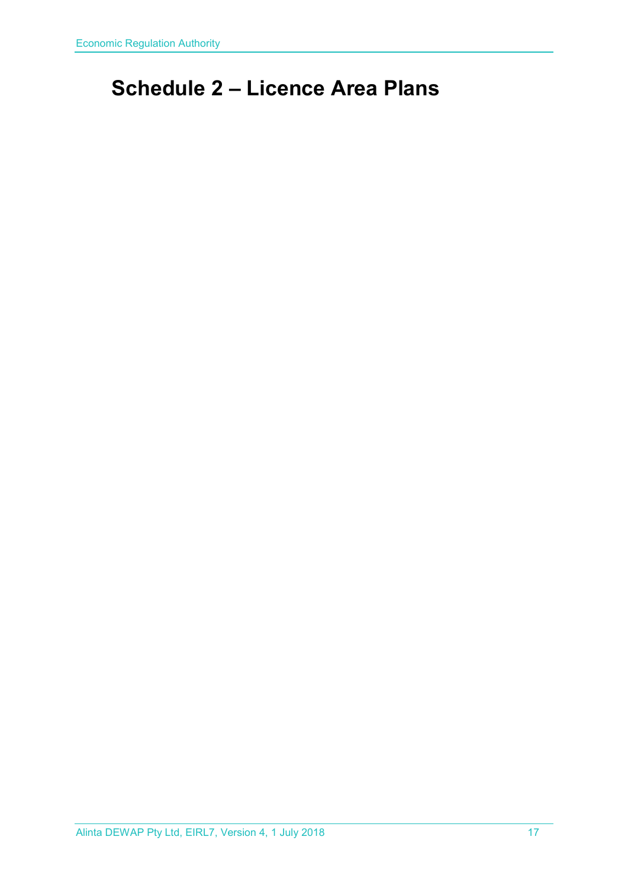# Schedule 2 – Licence Area Plans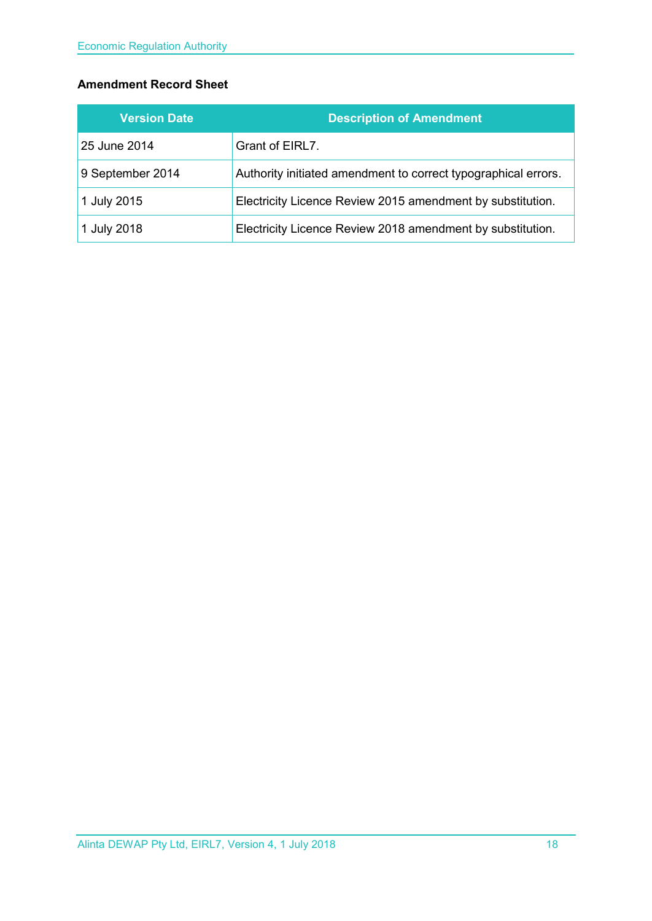**Amendment Record Sheet**

| Version Date | Description of Amendment |
| --- | --- |
| 25 June 2014 | Grant of EIRL7. |
| 9 September 2014 | Authority initiated amendment to correct typographical errors. |
| 1 July 2015 | Electricity Licence Review 2015 amendment by substitution. |
| 1 July 2018 | Electricity Licence Review 2018 amendment by substitution. |